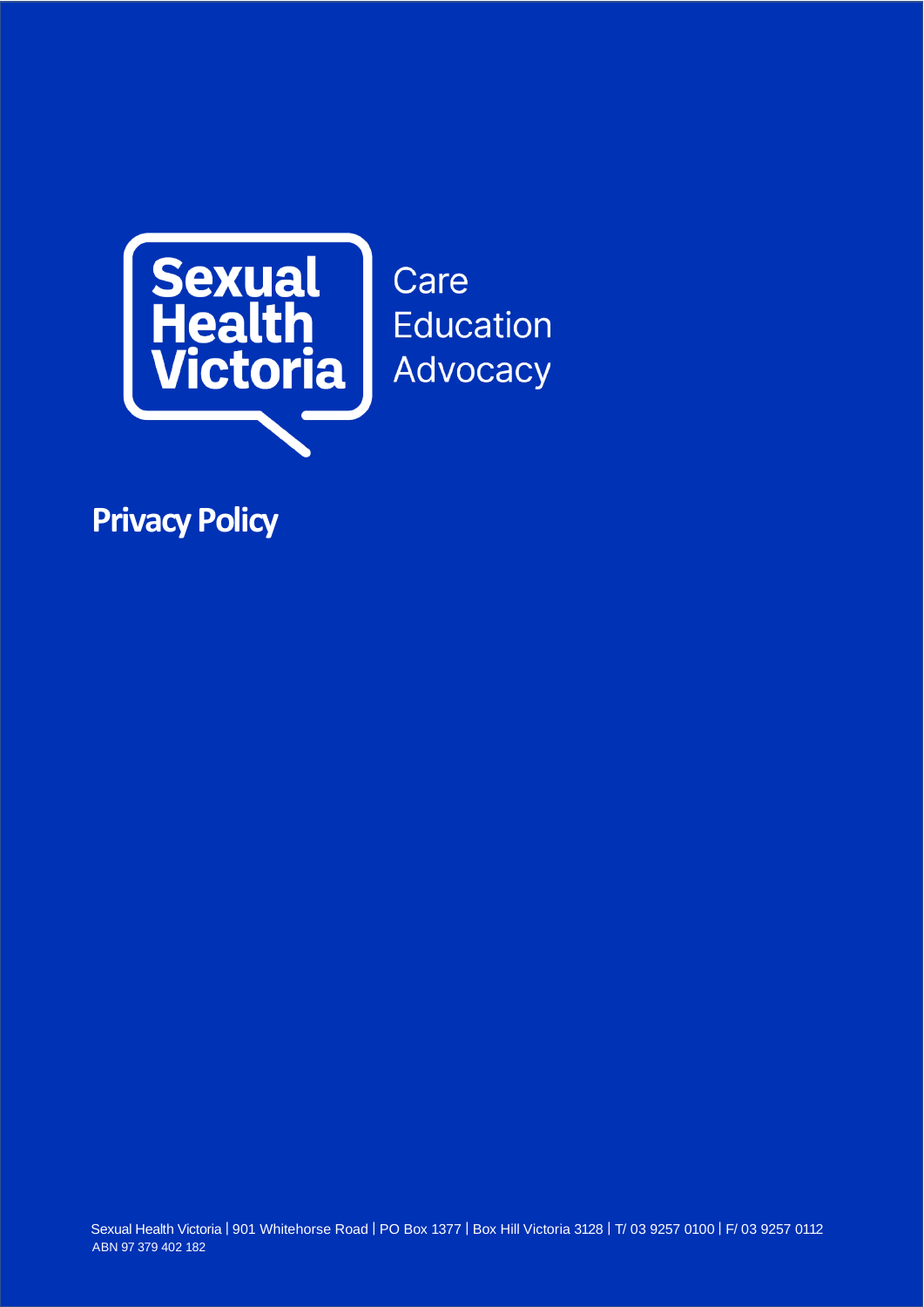Sexual Health Victoria

Care
Education
Advocacy

# Privacy Policy

Sexual Health Victoria | 901 Whitehorse Road | PO Box 1377 | Box Hill Victoria 3128 | T/ 03 9257 0100 | F/ 03 9257 0112
ABN 97 379 402 182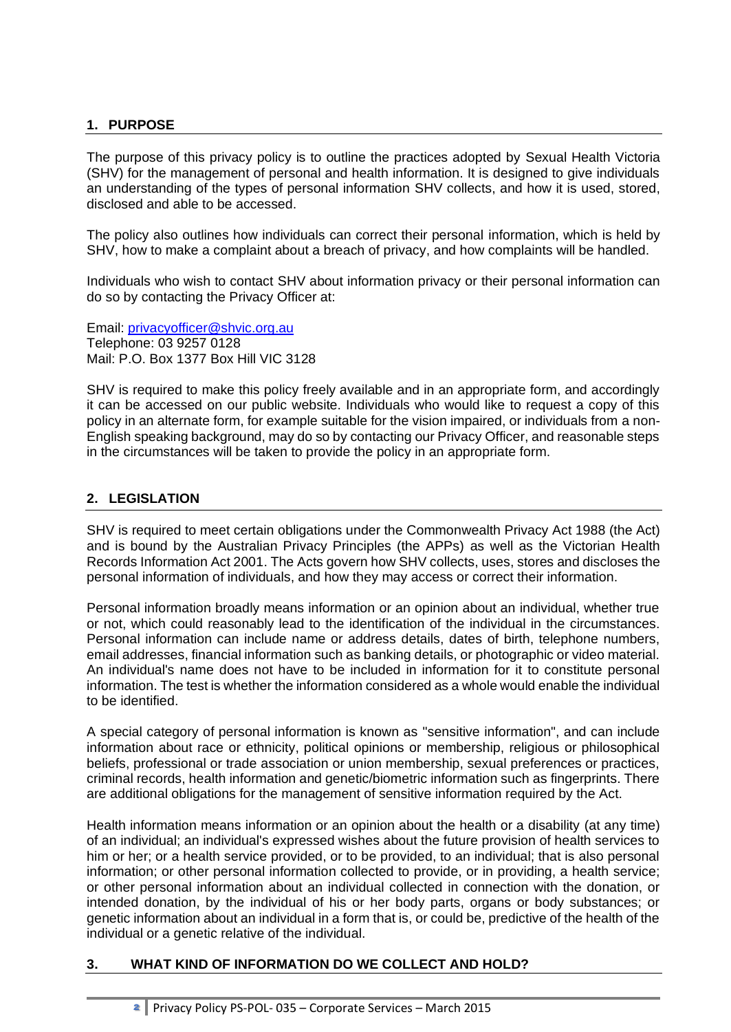## 1. PURPOSE

The purpose of this privacy policy is to outline the practices adopted by Sexual Health Victoria (SHV) for the management of personal and health information. It is designed to give individuals an understanding of the types of personal information SHV collects, and how it is used, stored, disclosed and able to be accessed.

The policy also outlines how individuals can correct their personal information, which is held by SHV, how to make a complaint about a breach of privacy, and how complaints will be handled.

Individuals who wish to contact SHV about information privacy or their personal information can do so by contacting the Privacy Officer at:

Email: privacyofficer@shvic.org.au
Telephone: 03 9257 0128
Mail: P.O. Box 1377 Box Hill VIC 3128

SHV is required to make this policy freely available and in an appropriate form, and accordingly it can be accessed on our public website. Individuals who would like to request a copy of this policy in an alternate form, for example suitable for the vision impaired, or individuals from a non-English speaking background, may do so by contacting our Privacy Officer, and reasonable steps in the circumstances will be taken to provide the policy in an appropriate form.

## 2. LEGISLATION

SHV is required to meet certain obligations under the Commonwealth Privacy Act 1988 (the Act) and is bound by the Australian Privacy Principles (the APPs) as well as the Victorian Health Records Information Act 2001. The Acts govern how SHV collects, uses, stores and discloses the personal information of individuals, and how they may access or correct their information.

Personal information broadly means information or an opinion about an individual, whether true or not, which could reasonably lead to the identification of the individual in the circumstances. Personal information can include name or address details, dates of birth, telephone numbers, email addresses, financial information such as banking details, or photographic or video material. An individual's name does not have to be included in information for it to constitute personal information. The test is whether the information considered as a whole would enable the individual to be identified.

A special category of personal information is known as "sensitive information", and can include information about race or ethnicity, political opinions or membership, religious or philosophical beliefs, professional or trade association or union membership, sexual preferences or practices, criminal records, health information and genetic/biometric information such as fingerprints. There are additional obligations for the management of sensitive information required by the Act.

Health information means information or an opinion about the health or a disability (at any time) of an individual; an individual's expressed wishes about the future provision of health services to him or her; or a health service provided, or to be provided, to an individual; that is also personal information; or other personal information collected to provide, or in providing, a health service; or other personal information about an individual collected in connection with the donation, or intended donation, by the individual of his or her body parts, organs or body substances; or genetic information about an individual in a form that is, or could be, predictive of the health of the individual or a genetic relative of the individual.

## 3. WHAT KIND OF INFORMATION DO WE COLLECT AND HOLD?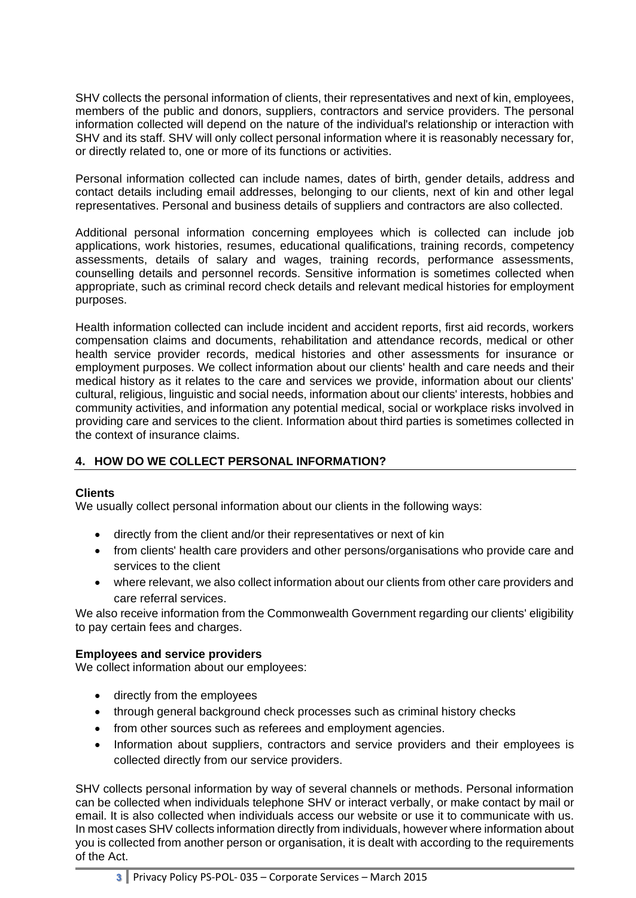SHV collects the personal information of clients, their representatives and next of kin, employees, members of the public and donors, suppliers, contractors and service providers. The personal information collected will depend on the nature of the individual's relationship or interaction with SHV and its staff. SHV will only collect personal information where it is reasonably necessary for, or directly related to, one or more of its functions or activities.

Personal information collected can include names, dates of birth, gender details, address and contact details including email addresses, belonging to our clients, next of kin and other legal representatives. Personal and business details of suppliers and contractors are also collected.

Additional personal information concerning employees which is collected can include job applications, work histories, resumes, educational qualifications, training records, competency assessments, details of salary and wages, training records, performance assessments, counselling details and personnel records. Sensitive information is sometimes collected when appropriate, such as criminal record check details and relevant medical histories for employment purposes.

Health information collected can include incident and accident reports, first aid records, workers compensation claims and documents, rehabilitation and attendance records, medical or other health service provider records, medical histories and other assessments for insurance or employment purposes. We collect information about our clients' health and care needs and their medical history as it relates to the care and services we provide, information about our clients' cultural, religious, linguistic and social needs, information about our clients' interests, hobbies and community activities, and information any potential medical, social or workplace risks involved in providing care and services to the client. Information about third parties is sometimes collected in the context of insurance claims.

## 4. HOW DO WE COLLECT PERSONAL INFORMATION?

**Clients**

We usually collect personal information about our clients in the following ways:

- directly from the client and/or their representatives or next of kin
- from clients' health care providers and other persons/organisations who provide care and services to the client
- where relevant, we also collect information about our clients from other care providers and care referral services.

We also receive information from the Commonwealth Government regarding our clients' eligibility to pay certain fees and charges.

**Employees and service providers**

We collect information about our employees:

- directly from the employees
- through general background check processes such as criminal history checks
- from other sources such as referees and employment agencies.
- Information about suppliers, contractors and service providers and their employees is collected directly from our service providers.

SHV collects personal information by way of several channels or methods. Personal information can be collected when individuals telephone SHV or interact verbally, or make contact by mail or email. It is also collected when individuals access our website or use it to communicate with us. In most cases SHV collects information directly from individuals, however where information about you is collected from another person or organisation, it is dealt with according to the requirements of the Act.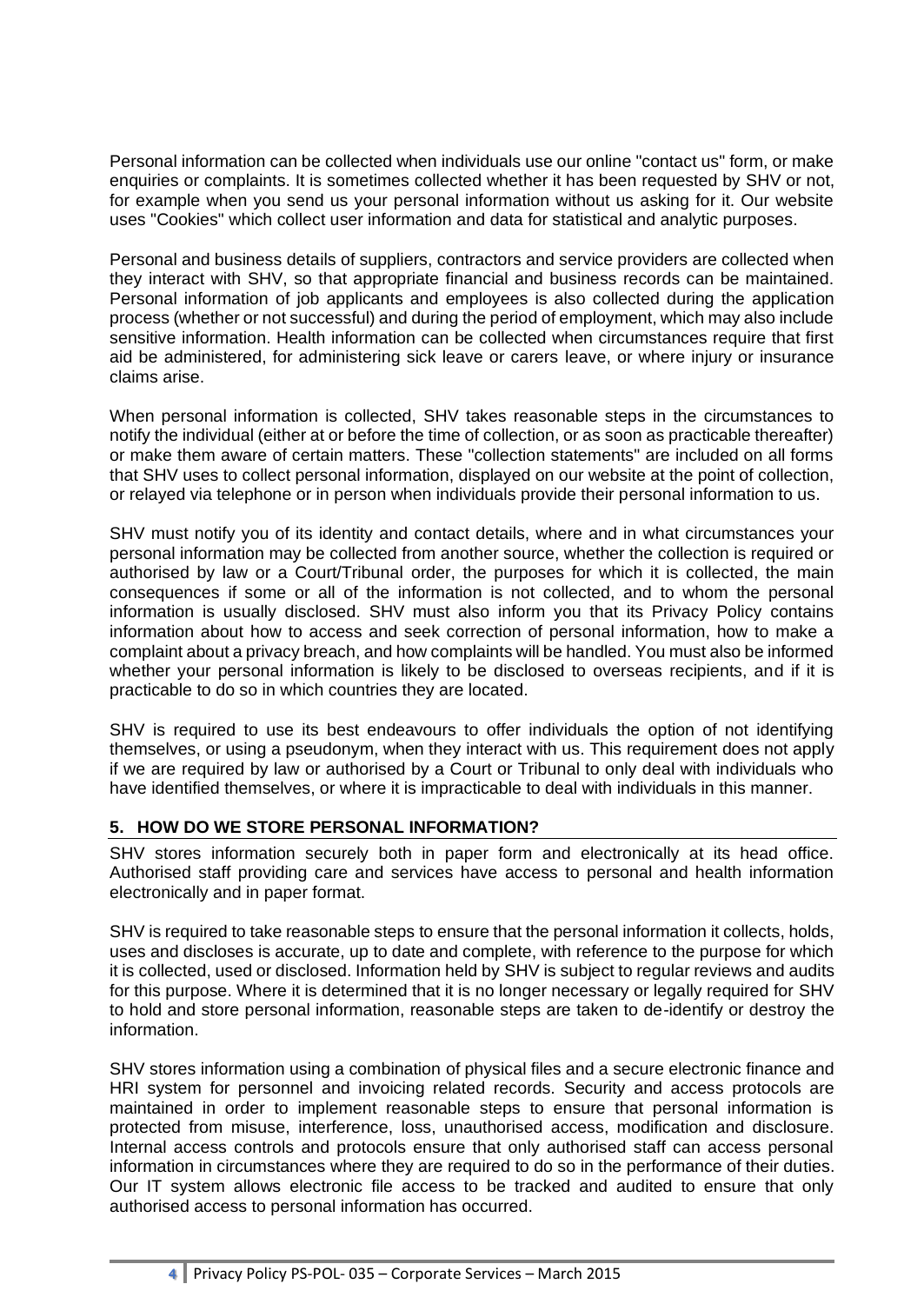Personal information can be collected when individuals use our online "contact us" form, or make enquiries or complaints. It is sometimes collected whether it has been requested by SHV or not, for example when you send us your personal information without us asking for it. Our website uses "Cookies" which collect user information and data for statistical and analytic purposes.

Personal and business details of suppliers, contractors and service providers are collected when they interact with SHV, so that appropriate financial and business records can be maintained. Personal information of job applicants and employees is also collected during the application process (whether or not successful) and during the period of employment, which may also include sensitive information. Health information can be collected when circumstances require that first aid be administered, for administering sick leave or carers leave, or where injury or insurance claims arise.

When personal information is collected, SHV takes reasonable steps in the circumstances to notify the individual (either at or before the time of collection, or as soon as practicable thereafter) or make them aware of certain matters. These "collection statements" are included on all forms that SHV uses to collect personal information, displayed on our website at the point of collection, or relayed via telephone or in person when individuals provide their personal information to us.

SHV must notify you of its identity and contact details, where and in what circumstances your personal information may be collected from another source, whether the collection is required or authorised by law or a Court/Tribunal order, the purposes for which it is collected, the main consequences if some or all of the information is not collected, and to whom the personal information is usually disclosed. SHV must also inform you that its Privacy Policy contains information about how to access and seek correction of personal information, how to make a complaint about a privacy breach, and how complaints will be handled. You must also be informed whether your personal information is likely to be disclosed to overseas recipients, and if it is practicable to do so in which countries they are located.

SHV is required to use its best endeavours to offer individuals the option of not identifying themselves, or using a pseudonym, when they interact with us. This requirement does not apply if we are required by law or authorised by a Court or Tribunal to only deal with individuals who have identified themselves, or where it is impracticable to deal with individuals in this manner.

## 5. HOW DO WE STORE PERSONAL INFORMATION?

SHV stores information securely both in paper form and electronically at its head office. Authorised staff providing care and services have access to personal and health information electronically and in paper format.

SHV is required to take reasonable steps to ensure that the personal information it collects, holds, uses and discloses is accurate, up to date and complete, with reference to the purpose for which it is collected, used or disclosed. Information held by SHV is subject to regular reviews and audits for this purpose. Where it is determined that it is no longer necessary or legally required for SHV to hold and store personal information, reasonable steps are taken to de-identify or destroy the information.

SHV stores information using a combination of physical files and a secure electronic finance and HRI system for personnel and invoicing related records. Security and access protocols are maintained in order to implement reasonable steps to ensure that personal information is protected from misuse, interference, loss, unauthorised access, modification and disclosure. Internal access controls and protocols ensure that only authorised staff can access personal information in circumstances where they are required to do so in the performance of their duties. Our IT system allows electronic file access to be tracked and audited to ensure that only authorised access to personal information has occurred.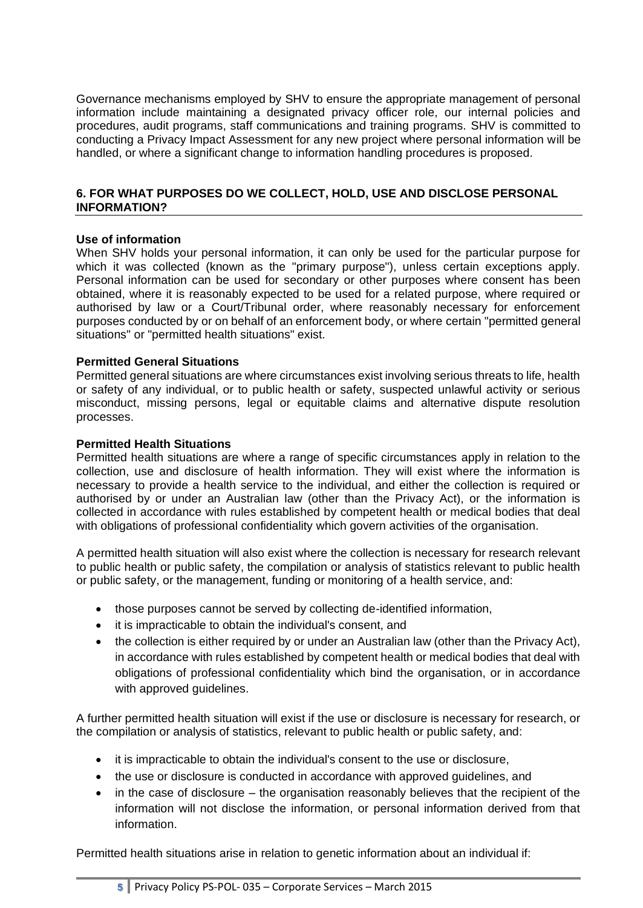Governance mechanisms employed by SHV to ensure the appropriate management of personal information include maintaining a designated privacy officer role, our internal policies and procedures, audit programs, staff communications and training programs. SHV is committed to conducting a Privacy Impact Assessment for any new project where personal information will be handled, or where a significant change to information handling procedures is proposed.

## 6. FOR WHAT PURPOSES DO WE COLLECT, HOLD, USE AND DISCLOSE PERSONAL INFORMATION?

**Use of information**

When SHV holds your personal information, it can only be used for the particular purpose for which it was collected (known as the "primary purpose"), unless certain exceptions apply. Personal information can be used for secondary or other purposes where consent has been obtained, where it is reasonably expected to be used for a related purpose, where required or authorised by law or a Court/Tribunal order, where reasonably necessary for enforcement purposes conducted by or on behalf of an enforcement body, or where certain "permitted general situations" or "permitted health situations" exist.

**Permitted General Situations**

Permitted general situations are where circumstances exist involving serious threats to life, health or safety of any individual, or to public health or safety, suspected unlawful activity or serious misconduct, missing persons, legal or equitable claims and alternative dispute resolution processes.

**Permitted Health Situations**

Permitted health situations are where a range of specific circumstances apply in relation to the collection, use and disclosure of health information. They will exist where the information is necessary to provide a health service to the individual, and either the collection is required or authorised by or under an Australian law (other than the Privacy Act), or the information is collected in accordance with rules established by competent health or medical bodies that deal with obligations of professional confidentiality which govern activities of the organisation.

A permitted health situation will also exist where the collection is necessary for research relevant to public health or public safety, the compilation or analysis of statistics relevant to public health or public safety, or the management, funding or monitoring of a health service, and:

- those purposes cannot be served by collecting de-identified information,
- it is impracticable to obtain the individual's consent, and
- the collection is either required by or under an Australian law (other than the Privacy Act), in accordance with rules established by competent health or medical bodies that deal with obligations of professional confidentiality which bind the organisation, or in accordance with approved guidelines.

A further permitted health situation will exist if the use or disclosure is necessary for research, or the compilation or analysis of statistics, relevant to public health or public safety, and:

- it is impracticable to obtain the individual's consent to the use or disclosure,
- the use or disclosure is conducted in accordance with approved guidelines, and
- in the case of disclosure – the organisation reasonably believes that the recipient of the information will not disclose the information, or personal information derived from that information.

Permitted health situations arise in relation to genetic information about an individual if: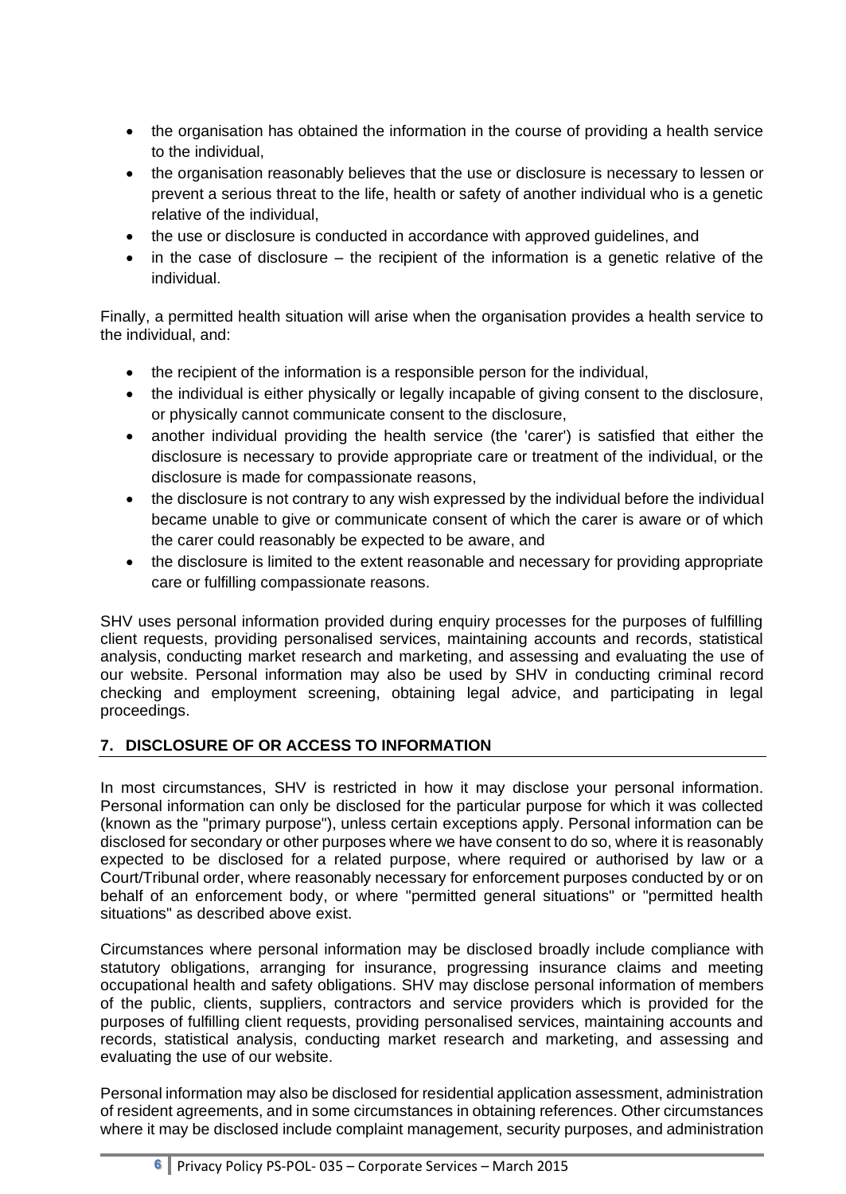- the organisation has obtained the information in the course of providing a health service to the individual,
- the organisation reasonably believes that the use or disclosure is necessary to lessen or prevent a serious threat to the life, health or safety of another individual who is a genetic relative of the individual,
- the use or disclosure is conducted in accordance with approved guidelines, and
- in the case of disclosure – the recipient of the information is a genetic relative of the individual.

Finally, a permitted health situation will arise when the organisation provides a health service to the individual, and:

- the recipient of the information is a responsible person for the individual,
- the individual is either physically or legally incapable of giving consent to the disclosure, or physically cannot communicate consent to the disclosure,
- another individual providing the health service (the 'carer') is satisfied that either the disclosure is necessary to provide appropriate care or treatment of the individual, or the disclosure is made for compassionate reasons,
- the disclosure is not contrary to any wish expressed by the individual before the individual became unable to give or communicate consent of which the carer is aware or of which the carer could reasonably be expected to be aware, and
- the disclosure is limited to the extent reasonable and necessary for providing appropriate care or fulfilling compassionate reasons.

SHV uses personal information provided during enquiry processes for the purposes of fulfilling client requests, providing personalised services, maintaining accounts and records, statistical analysis, conducting market research and marketing, and assessing and evaluating the use of our website. Personal information may also be used by SHV in conducting criminal record checking and employment screening, obtaining legal advice, and participating in legal proceedings.

## 7. DISCLOSURE OF OR ACCESS TO INFORMATION

In most circumstances, SHV is restricted in how it may disclose your personal information. Personal information can only be disclosed for the particular purpose for which it was collected (known as the "primary purpose"), unless certain exceptions apply. Personal information can be disclosed for secondary or other purposes where we have consent to do so, where it is reasonably expected to be disclosed for a related purpose, where required or authorised by law or a Court/Tribunal order, where reasonably necessary for enforcement purposes conducted by or on behalf of an enforcement body, or where "permitted general situations" or "permitted health situations" as described above exist.

Circumstances where personal information may be disclosed broadly include compliance with statutory obligations, arranging for insurance, progressing insurance claims and meeting occupational health and safety obligations. SHV may disclose personal information of members of the public, clients, suppliers, contractors and service providers which is provided for the purposes of fulfilling client requests, providing personalised services, maintaining accounts and records, statistical analysis, conducting market research and marketing, and assessing and evaluating the use of our website.

Personal information may also be disclosed for residential application assessment, administration of resident agreements, and in some circumstances in obtaining references. Other circumstances where it may be disclosed include complaint management, security purposes, and administration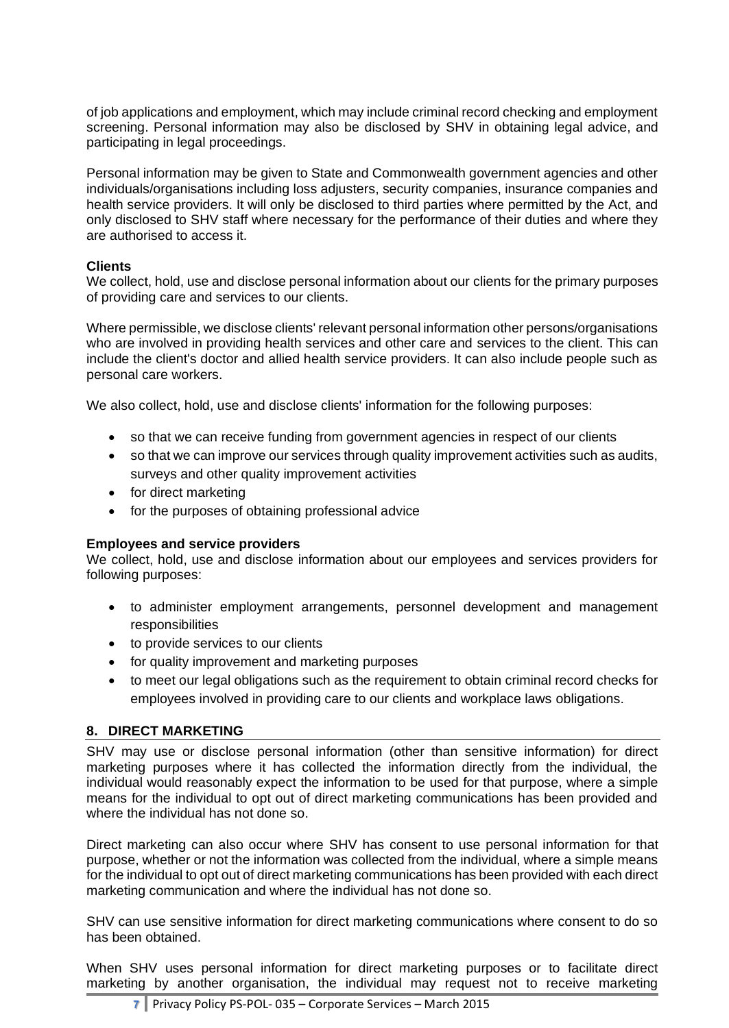of job applications and employment, which may include criminal record checking and employment screening. Personal information may also be disclosed by SHV in obtaining legal advice, and participating in legal proceedings.

Personal information may be given to State and Commonwealth government agencies and other individuals/organisations including loss adjusters, security companies, insurance companies and health service providers. It will only be disclosed to third parties where permitted by the Act, and only disclosed to SHV staff where necessary for the performance of their duties and where they are authorised to access it.

**Clients**

We collect, hold, use and disclose personal information about our clients for the primary purposes of providing care and services to our clients.

Where permissible, we disclose clients' relevant personal information other persons/organisations who are involved in providing health services and other care and services to the client. This can include the client's doctor and allied health service providers. It can also include people such as personal care workers.

We also collect, hold, use and disclose clients' information for the following purposes:

- so that we can receive funding from government agencies in respect of our clients
- so that we can improve our services through quality improvement activities such as audits, surveys and other quality improvement activities
- for direct marketing
- for the purposes of obtaining professional advice

**Employees and service providers**

We collect, hold, use and disclose information about our employees and services providers for following purposes:

- to administer employment arrangements, personnel development and management responsibilities
- to provide services to our clients
- for quality improvement and marketing purposes
- to meet our legal obligations such as the requirement to obtain criminal record checks for employees involved in providing care to our clients and workplace laws obligations.

## 8. DIRECT MARKETING

SHV may use or disclose personal information (other than sensitive information) for direct marketing purposes where it has collected the information directly from the individual, the individual would reasonably expect the information to be used for that purpose, where a simple means for the individual to opt out of direct marketing communications has been provided and where the individual has not done so.

Direct marketing can also occur where SHV has consent to use personal information for that purpose, whether or not the information was collected from the individual, where a simple means for the individual to opt out of direct marketing communications has been provided with each direct marketing communication and where the individual has not done so.

SHV can use sensitive information for direct marketing communications where consent to do so has been obtained.

When SHV uses personal information for direct marketing purposes or to facilitate direct marketing by another organisation, the individual may request not to receive marketing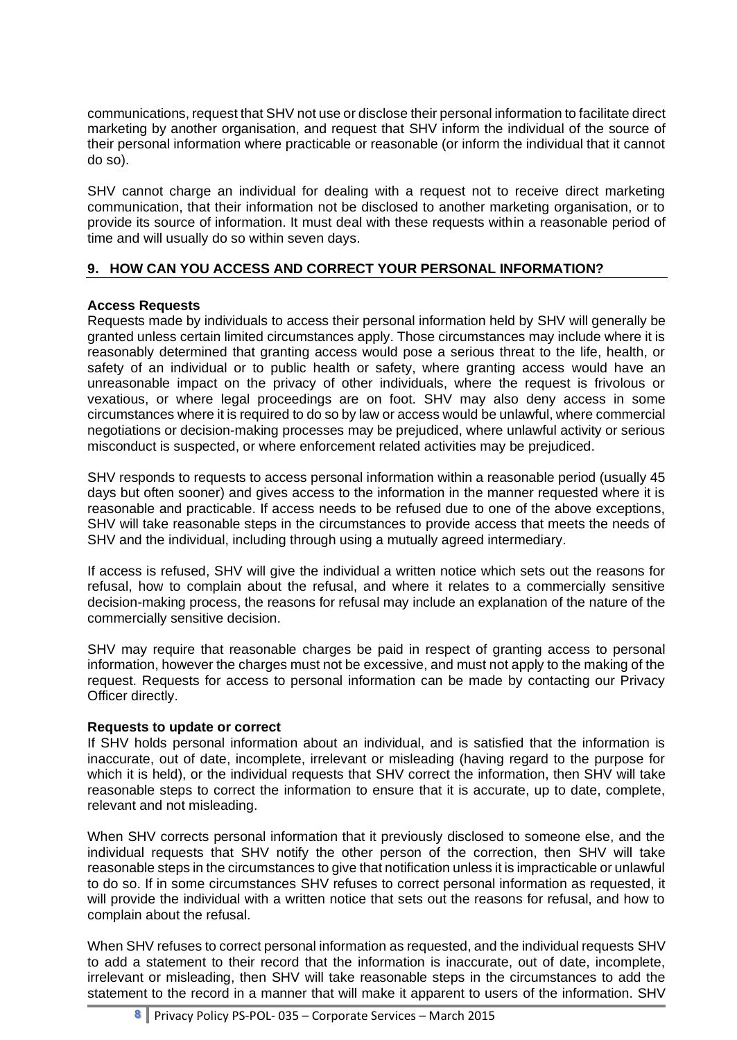communications, request that SHV not use or disclose their personal information to facilitate direct marketing by another organisation, and request that SHV inform the individual of the source of their personal information where practicable or reasonable (or inform the individual that it cannot do so).

SHV cannot charge an individual for dealing with a request not to receive direct marketing communication, that their information not be disclosed to another marketing organisation, or to provide its source of information. It must deal with these requests within a reasonable period of time and will usually do so within seven days.

## 9. HOW CAN YOU ACCESS AND CORRECT YOUR PERSONAL INFORMATION?

**Access Requests**

Requests made by individuals to access their personal information held by SHV will generally be granted unless certain limited circumstances apply. Those circumstances may include where it is reasonably determined that granting access would pose a serious threat to the life, health, or safety of an individual or to public health or safety, where granting access would have an unreasonable impact on the privacy of other individuals, where the request is frivolous or vexatious, or where legal proceedings are on foot. SHV may also deny access in some circumstances where it is required to do so by law or access would be unlawful, where commercial negotiations or decision-making processes may be prejudiced, where unlawful activity or serious misconduct is suspected, or where enforcement related activities may be prejudiced.

SHV responds to requests to access personal information within a reasonable period (usually 45 days but often sooner) and gives access to the information in the manner requested where it is reasonable and practicable. If access needs to be refused due to one of the above exceptions, SHV will take reasonable steps in the circumstances to provide access that meets the needs of SHV and the individual, including through using a mutually agreed intermediary.

If access is refused, SHV will give the individual a written notice which sets out the reasons for refusal, how to complain about the refusal, and where it relates to a commercially sensitive decision-making process, the reasons for refusal may include an explanation of the nature of the commercially sensitive decision.

SHV may require that reasonable charges be paid in respect of granting access to personal information, however the charges must not be excessive, and must not apply to the making of the request. Requests for access to personal information can be made by contacting our Privacy Officer directly.

**Requests to update or correct**

If SHV holds personal information about an individual, and is satisfied that the information is inaccurate, out of date, incomplete, irrelevant or misleading (having regard to the purpose for which it is held), or the individual requests that SHV correct the information, then SHV will take reasonable steps to correct the information to ensure that it is accurate, up to date, complete, relevant and not misleading.

When SHV corrects personal information that it previously disclosed to someone else, and the individual requests that SHV notify the other person of the correction, then SHV will take reasonable steps in the circumstances to give that notification unless it is impracticable or unlawful to do so. If in some circumstances SHV refuses to correct personal information as requested, it will provide the individual with a written notice that sets out the reasons for refusal, and how to complain about the refusal.

When SHV refuses to correct personal information as requested, and the individual requests SHV to add a statement to their record that the information is inaccurate, out of date, incomplete, irrelevant or misleading, then SHV will take reasonable steps in the circumstances to add the statement to the record in a manner that will make it apparent to users of the information. SHV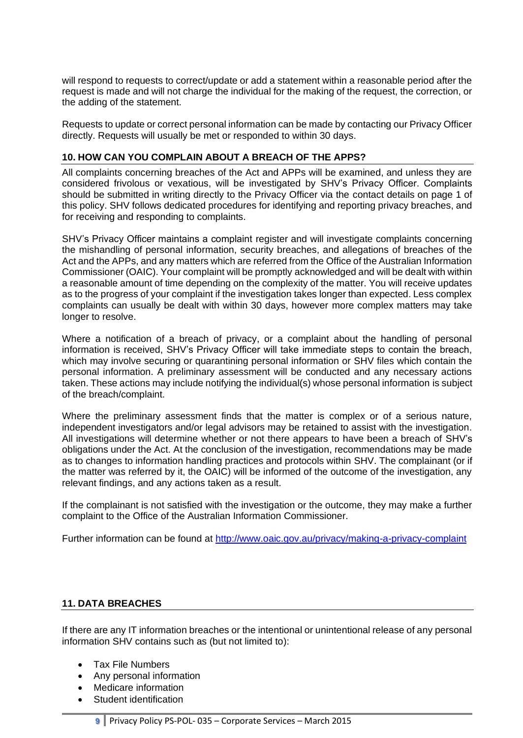will respond to requests to correct/update or add a statement within a reasonable period after the request is made and will not charge the individual for the making of the request, the correction, or the adding of the statement.

Requests to update or correct personal information can be made by contacting our Privacy Officer directly. Requests will usually be met or responded to within 30 days.

## 10. HOW CAN YOU COMPLAIN ABOUT A BREACH OF THE APPS?

All complaints concerning breaches of the Act and APPs will be examined, and unless they are considered frivolous or vexatious, will be investigated by SHV's Privacy Officer. Complaints should be submitted in writing directly to the Privacy Officer via the contact details on page 1 of this policy. SHV follows dedicated procedures for identifying and reporting privacy breaches, and for receiving and responding to complaints.

SHV's Privacy Officer maintains a complaint register and will investigate complaints concerning the mishandling of personal information, security breaches, and allegations of breaches of the Act and the APPs, and any matters which are referred from the Office of the Australian Information Commissioner (OAIC). Your complaint will be promptly acknowledged and will be dealt with within a reasonable amount of time depending on the complexity of the matter. You will receive updates as to the progress of your complaint if the investigation takes longer than expected. Less complex complaints can usually be dealt with within 30 days, however more complex matters may take longer to resolve.

Where a notification of a breach of privacy, or a complaint about the handling of personal information is received, SHV's Privacy Officer will take immediate steps to contain the breach, which may involve securing or quarantining personal information or SHV files which contain the personal information. A preliminary assessment will be conducted and any necessary actions taken. These actions may include notifying the individual(s) whose personal information is subject of the breach/complaint.

Where the preliminary assessment finds that the matter is complex or of a serious nature, independent investigators and/or legal advisors may be retained to assist with the investigation. All investigations will determine whether or not there appears to have been a breach of SHV's obligations under the Act. At the conclusion of the investigation, recommendations may be made as to changes to information handling practices and protocols within SHV. The complainant (or if the matter was referred by it, the OAIC) will be informed of the outcome of the investigation, any relevant findings, and any actions taken as a result.

If the complainant is not satisfied with the investigation or the outcome, they may make a further complaint to the Office of the Australian Information Commissioner.

Further information can be found at [http://www.oaic.gov.au/privacy/making-a-privacy-complaint](http://www.oaic.gov.au/privacy/making-a-privacy-complaint)

## 11. DATA BREACHES

If there are any IT information breaches or the intentional or unintentional release of any personal information SHV contains such as (but not limited to):

- Tax File Numbers
- Any personal information
- Medicare information
- Student identification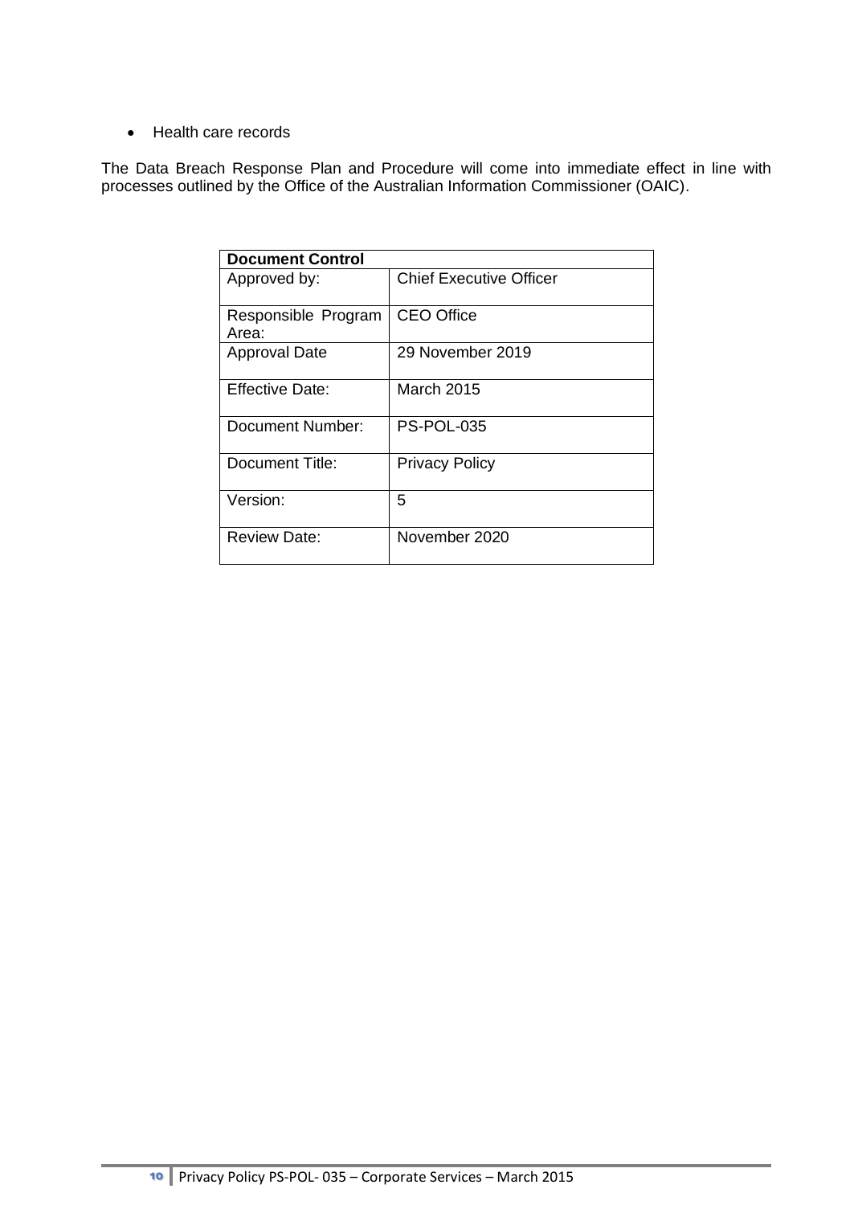- Health care records

The Data Breach Response Plan and Procedure will come into immediate effect in line with processes outlined by the Office of the Australian Information Commissioner (OAIC).

| **Document Control** | |
|---|---|
| Approved by: | Chief Executive Officer |
| Responsible Program Area: | CEO Office |
| Approval Date | 29 November 2019 |
| Effective Date: | March 2015 |
| Document Number: | PS-POL-035 |
| Document Title: | Privacy Policy |
| Version: | 5 |
| Review Date: | November 2020 |